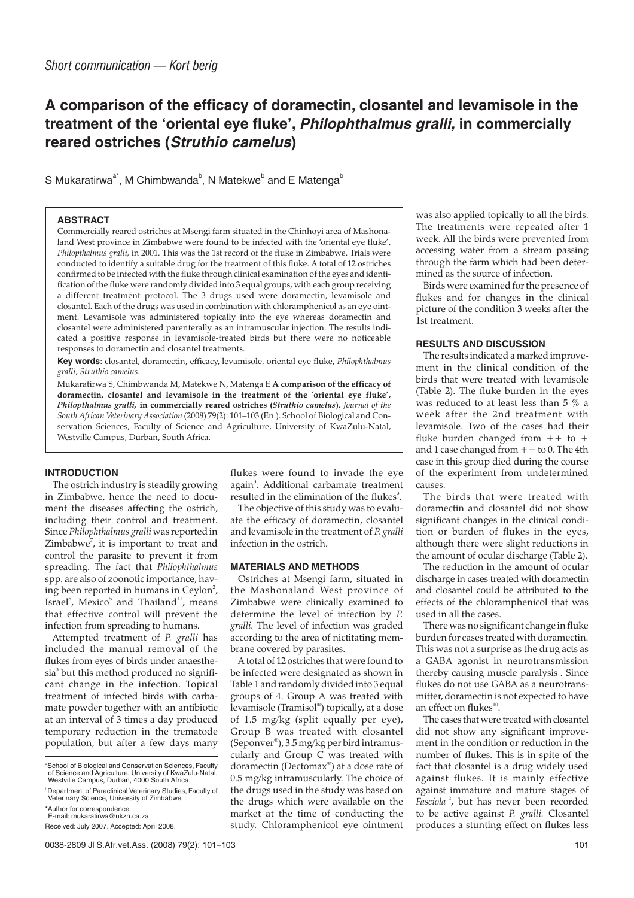*Short communication — Kort berig*

# A comparison of the efficacy of doramectin, closantel and levamisole in the treatment of the 'oriental eye fluke', *Philophthalmus gralli,* in commercially reared ostriches (*Struthio camelus*)

S Mukaratirwa[a*], M Chimbwanda[b], N Matekwe[b] and E Matenga[b]

### ABSTRACT

Commercially reared ostriches at Msengi farm situated in the Chinhoyi area of Mashonaland West province in Zimbabwe were found to be infected with the 'oriental eye fluke', *Philopthalmus gralli,* in 2001. This was the 1st record of the fluke in Zimbabwe. Trials were conducted to identify a suitable drug for the treatment of this fluke. A total of 12 ostriches confirmed to be infected with the fluke through clinical examination of the eyes and identification of the fluke were randomly divided into 3 equal groups, with each group receiving a different treatment protocol. The 3 drugs used were doramectin, levamisole and closantel. Each of the drugs was used in combination with chloramphenicol as an eye ointment. Levamisole was administered topically into the eye whereas doramectin and closantel were administered parenterally as an intramuscular injection. The results indicated a positive response in levamisole-treated birds but there were no noticeable responses to doramectin and closantel treatments.

**Key words**: closantel, doramectin, efficacy, levamisole, oriental eye fluke, *Philophthalmus gralli*, *Struthio camelus*.

Mukaratirwa S, Chimbwanda M, Matekwe N, Matenga E **A comparison of the efficacy of doramectin, closantel and levamisole in the treatment of the 'oriental eye fluke', *Philophthalmus gralli,* in commercially reared ostriches (*Struthio camelus*)**. *Journal of the South African Veterinary Association* (2008) 79(2): 101–103 (En.). School of Biological and Conservation Sciences, Faculty of Science and Agriculture, University of KwaZulu-Natal, Westville Campus, Durban, South Africa.

### INTRODUCTION

The ostrich industry is steadily growing in Zimbabwe, hence the need to document the diseases affecting the ostrich, including their control and treatment. Since *Philophthalmus gralli* was reported in Zimbabwe[7], it is important to treat and control the parasite to prevent it from spreading. The fact that *Philophthalmus* spp. are also of zoonotic importance, having been reported in humans in Ceylon[2], Israel[6], Mexico[5] and Thailand[11], means that effective control will prevent the infection from spreading to humans.

Attempted treatment of *P. gralli* has included the manual removal of the flukes from eyes of birds under anaesthesia[3] but this method produced no significant change in the infection. Topical treatment of infected birds with carbamate powder together with an antibiotic at an interval of 3 times a day produced temporary reduction in the trematode population, but after a few days many flukes were found to invade the eye again[3]. Additional carbamate treatment resulted in the elimination of the flukes[3].

The objective of this study was to evaluate the efficacy of doramectin, closantel and levamisole in the treatment of *P. gralli* infection in the ostrich.

### MATERIALS AND METHODS

Ostriches at Msengi farm, situated in the Mashonaland West province of Zimbabwe were clinically examined to determine the level of infection by *P. gralli.* The level of infection was graded according to the area of nictitating membrane covered by parasites.

A total of 12 ostriches that were found to be infected were designated as shown in Table 1 and randomly divided into 3 equal groups of 4. Group A was treated with levamisole (Tramisol®) topically, at a dose of 1.5 mg/kg (split equally per eye), Group B was treated with closantel (Seponver®), 3.5 mg/kg per bird intramuscularly and Group C was treated with doramectin (Dectomax®) at a dose rate of 0.5 mg/kg intramuscularly. The choice of the drugs used in the study was based on the drugs which were available on the market at the time of conducting the study. Chloramphenicol eye ointment was also applied topically to all the birds. The treatments were repeated after 1 week. All the birds were prevented from accessing water from a stream passing through the farm which had been determined as the source of infection.

Birds were examined for the presence of flukes and for changes in the clinical picture of the condition 3 weeks after the 1st treatment.

### RESULTS AND DISCUSSION

The results indicated a marked improvement in the clinical condition of the birds that were treated with levamisole (Table 2). The fluke burden in the eyes was reduced to at least less than 5 % a week after the 2nd treatment with levamisole. Two of the cases had their fluke burden changed from ++ to + and 1 case changed from ++ to 0. The 4th case in this group died during the course of the experiment from undetermined causes.

The birds that were treated with doramectin and closantel did not show significant changes in the clinical condition or burden of flukes in the eyes, although there were slight reductions in the amount of ocular discharge (Table 2).

The reduction in the amount of ocular discharge in cases treated with doramectin and closantel could be attributed to the effects of the chloramphenicol that was used in all the cases.

There was no significant change in fluke burden for cases treated with doramectin. This was not a surprise as the drug acts as a GABA agonist in neurotransmission thereby causing muscle paralysis[1]. Since flukes do not use GABA as a neurotransmitter, doramectin is not expected to have an effect on flukes[10].

The cases that were treated with closantel did not show any significant improvement in the condition or reduction in the number of flukes. This is in spite of the fact that closantel is a drug widely used against flukes. It is mainly effective against immature and mature stages of *Fasciola*[12], but has never been recorded to be active against *P. gralli.* Closantel produces a stunting effect on flukes less

[a]School of Biological and Conservation Sciences, Faculty of Science and Agriculture, University of KwaZulu-Natal, Westville Campus, Durban, 4000 South Africa.

[b]Department of Paraclinical Veterinary Studies, Faculty of Veterinary Science, University of Zimbabwe.

*Author for correspondence.
E-mail: mukaratirwa@ukzn.ca.za

Received: July 2007. Accepted: April 2008.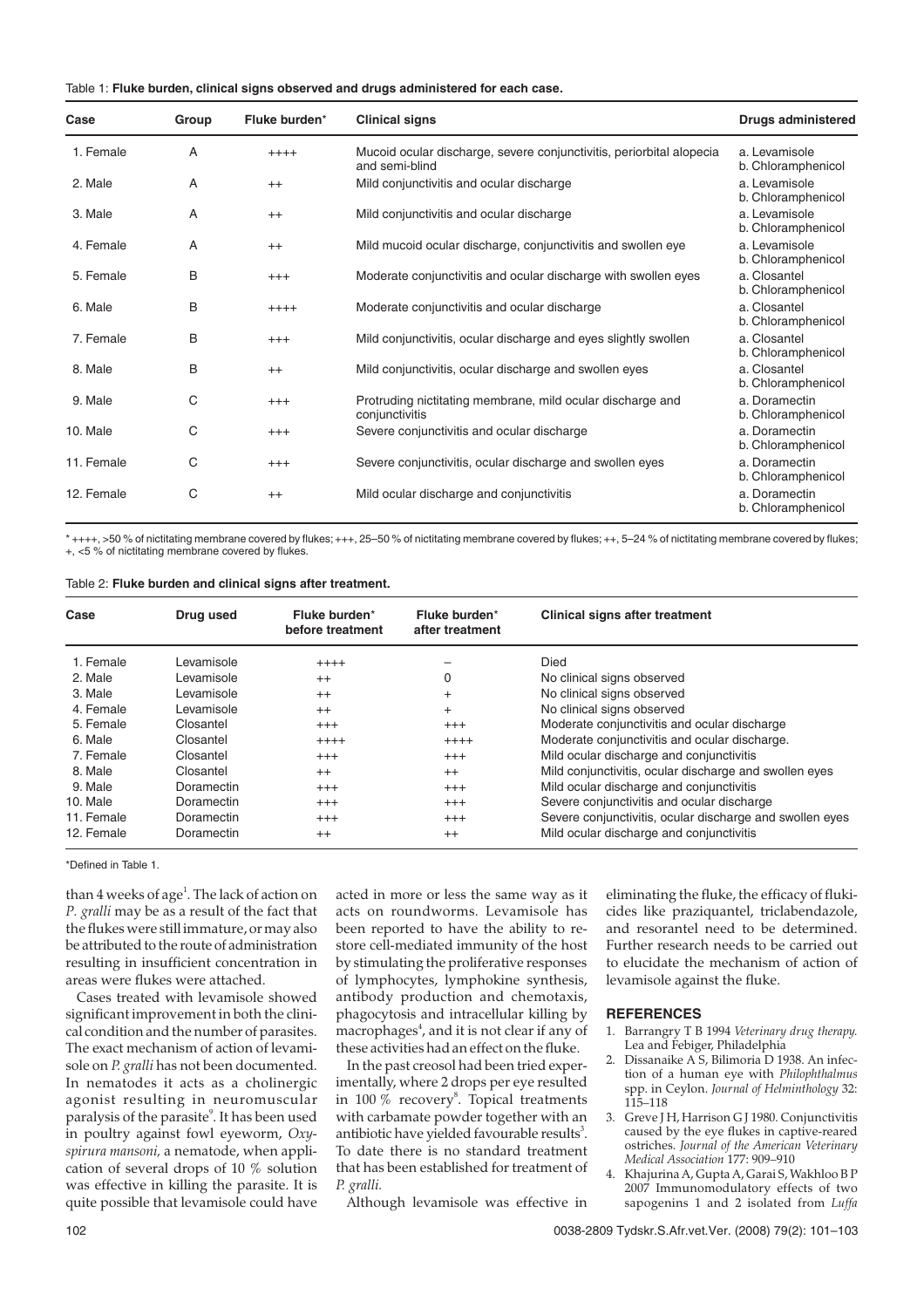Table 1: **Fluke burden, clinical signs observed and drugs administered for each case.**

| Case | Group | Fluke burden* | Clinical signs | Drugs administered |
|---|---|---|---|---|
| 1. Female | A | ++++ | Mucoid ocular discharge, severe conjunctivitis, periorbital alopecia and semi-blind | a. Levamisole b. Chloramphenicol |
| 2. Male | A | ++ | Mild conjunctivitis and ocular discharge | a. Levamisole b. Chloramphenicol |
| 3. Male | A | ++ | Mild conjunctivitis and ocular discharge | a. Levamisole b. Chloramphenicol |
| 4. Female | A | ++ | Mild mucoid ocular discharge, conjunctivitis and swollen eye | a. Levamisole b. Chloramphenicol |
| 5. Female | B | +++ | Moderate conjunctivitis and ocular discharge with swollen eyes | a. Closantel b. Chloramphenicol |
| 6. Male | B | ++++ | Moderate conjunctivitis and ocular discharge | a. Closantel b. Chloramphenicol |
| 7. Female | B | +++ | Mild conjunctivitis, ocular discharge and eyes slightly swollen | a. Closantel b. Chloramphenicol |
| 8. Male | B | ++ | Mild conjunctivitis, ocular discharge and swollen eyes | a. Closantel b. Chloramphenicol |
| 9. Male | C | +++ | Protruding nictitating membrane, mild ocular discharge and conjunctivitis | a. Doramectin b. Chloramphenicol |
| 10. Male | C | +++ | Severe conjunctivitis and ocular discharge | a. Doramectin b. Chloramphenicol |
| 11. Female | C | +++ | Severe conjunctivitis, ocular discharge and swollen eyes | a. Doramectin b. Chloramphenicol |
| 12. Female | C | ++ | Mild ocular discharge and conjunctivitis | a. Doramectin b. Chloramphenicol |

\* ++++, >50 % of nictitating membrane covered by flukes; +++, 25–50 % of nictitating membrane covered by flukes; ++, 5–24 % of nictitating membrane covered by flukes; +, <5 % of nictitating membrane covered by flukes.

Table 2: **Fluke burden and clinical signs after treatment.**

| Case | Drug used | Fluke burden* before treatment | Fluke burden* after treatment | Clinical signs after treatment |
|---|---|---|---|---|
| 1. Female | Levamisole | ++++ | – | Died |
| 2. Male | Levamisole | ++ | 0 | No clinical signs observed |
| 3. Male | Levamisole | ++ | + | No clinical signs observed |
| 4. Female | Levamisole | ++ | + | No clinical signs observed |
| 5. Female | Closantel | +++ | +++ | Moderate conjunctivitis and ocular discharge |
| 6. Male | Closantel | ++++ | ++++ | Moderate conjunctivitis and ocular discharge. |
| 7. Female | Closantel | +++ | +++ | Mild ocular discharge and conjunctivitis |
| 8. Male | Closantel | ++ | ++ | Mild conjunctivitis, ocular discharge and swollen eyes |
| 9. Male | Doramectin | +++ | +++ | Mild ocular discharge and conjunctivitis |
| 10. Male | Doramectin | +++ | +++ | Severe conjunctivitis and ocular discharge |
| 11. Female | Doramectin | +++ | +++ | Severe conjunctivitis, ocular discharge and swollen eyes |
| 12. Female | Doramectin | ++ | ++ | Mild ocular discharge and conjunctivitis |

\*Defined in Table 1.

than 4 weeks of age[1]. The lack of action on *P. gralli* may be as a result of the fact that the flukes were still immature, or may also be attributed to the route of administration resulting in insufficient concentration in areas were flukes were attached.

Cases treated with levamisole showed significant improvement in both the clinical condition and the number of parasites. The exact mechanism of action of levamisole on *P. gralli* has not been documented. In nematodes it acts as a cholinergic agonist resulting in neuromuscular paralysis of the parasite[9]. It has been used in poultry against fowl eyeworm, *Oxyspirura mansoni*, a nematode, when application of several drops of 10 % solution was effective in killing the parasite. It is quite possible that levamisole could have acted in more or less the same way as it acts on roundworms. Levamisole has been reported to have the ability to restore cell-mediated immunity of the host by stimulating the proliferative responses of lymphocytes, lymphokine synthesis, antibody production and chemotaxis, phagocytosis and intracellular killing by macrophages[4], and it is not clear if any of these activities had an effect on the fluke.

In the past creosol had been tried experimentally, where 2 drops per eye resulted in 100 % recovery[8]. Topical treatments with carbamate powder together with an antibiotic have yielded favourable results[3]. To date there is no standard treatment that has been established for treatment of *P. gralli.*

Although levamisole was effective in eliminating the fluke, the efficacy of flukicides like praziquantel, triclabendazole, and resorantel need to be determined. Further research needs to be carried out to elucidate the mechanism of action of levamisole against the fluke.

## REFERENCES

1. Barrangry T B 1994 *Veterinary drug therapy.* Lea and Febiger, Philadelphia
2. Dissanaike A S, Bilimoria D 1938. An infection of a human eye with *Philophthalmus* spp. in Ceylon. *Journal of Helminthology* 32: 115–118
3. Greve J H, Harrison G J 1980. Conjunctivitis caused by the eye flukes in captive-reared ostriches. *Journal of the American Veterinary Medical Association* 177: 909–910
4. Khajurina A, Gupta A, Garai S, Wakhloo B P 2007 Immunomodulatory effects of two sapogenins 1 and 2 isolated from *Luffa*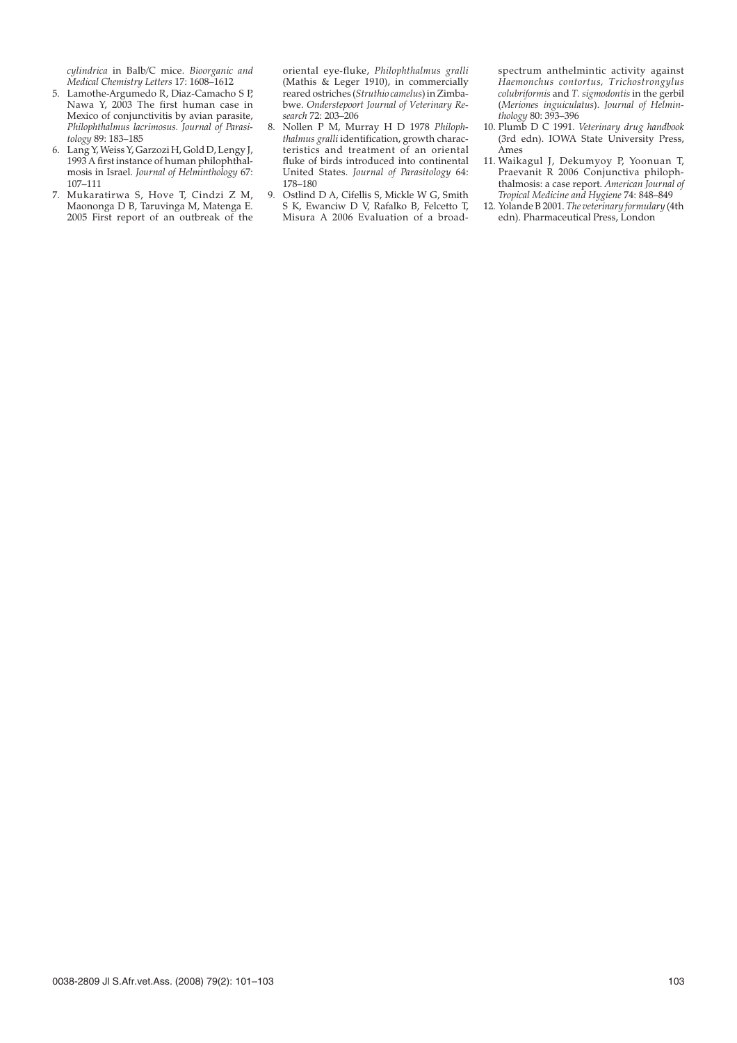*cylindrica* in Balb/C mice. *Bioorganic and Medical Chemistry Letters* 17: 1608–1612

5. Lamothe-Argumedo R, Diaz-Camacho S P, Nawa Y, 2003 The first human case in Mexico of conjunctivitis by avian parasite, *Philophthalmus lacrimosus. Journal of Parasitology* 89: 183–185
6. Lang Y, Weiss Y, Garzozi H, Gold D, Lengy J, 1993 A first instance of human philophthalmosis in Israel. *Journal of Helminthology* 67: 107–111
7. Mukaratirwa S, Hove T, Cindzi Z M, Maononga D B, Taruvinga M, Matenga E. 2005 First report of an outbreak of the oriental eye-fluke, *Philophthalmus gralli* (Mathis & Leger 1910), in commercially reared ostriches (*Struthio camelus*) in Zimbabwe. *Onderstepoort Journal of Veterinary Research* 72: 203–206
8. Nollen P M, Murray H D 1978 *Philophthalmus gralli* identification, growth characteristics and treatment of an oriental fluke of birds introduced into continental United States. *Journal of Parasitology* 64: 178–180
9. Ostlind D A, Cifellis S, Mickle W G, Smith S K, Ewanciw D V, Rafalko B, Felcetto T, Misura A 2006 Evaluation of a broad-spectrum anthelmintic activity against *Haemonchus contortus, Trichostrongylus colubriformis* and *T. sigmodontis* in the gerbil (*Meriones inguiculatus*). *Journal of Helminthology* 80: 393–396
10. Plumb D C 1991. *Veterinary drug handbook* (3rd edn). IOWA State University Press, Ames
11. Waikagul J, Dekumyoy P, Yoonuan T, Praevanit R 2006 Conjunctiva philophthalmosis: a case report. *American Journal of Tropical Medicine and Hygiene* 74: 848–849
12. Yolande B 2001. *The veterinary formulary* (4th edn). Pharmaceutical Press, London